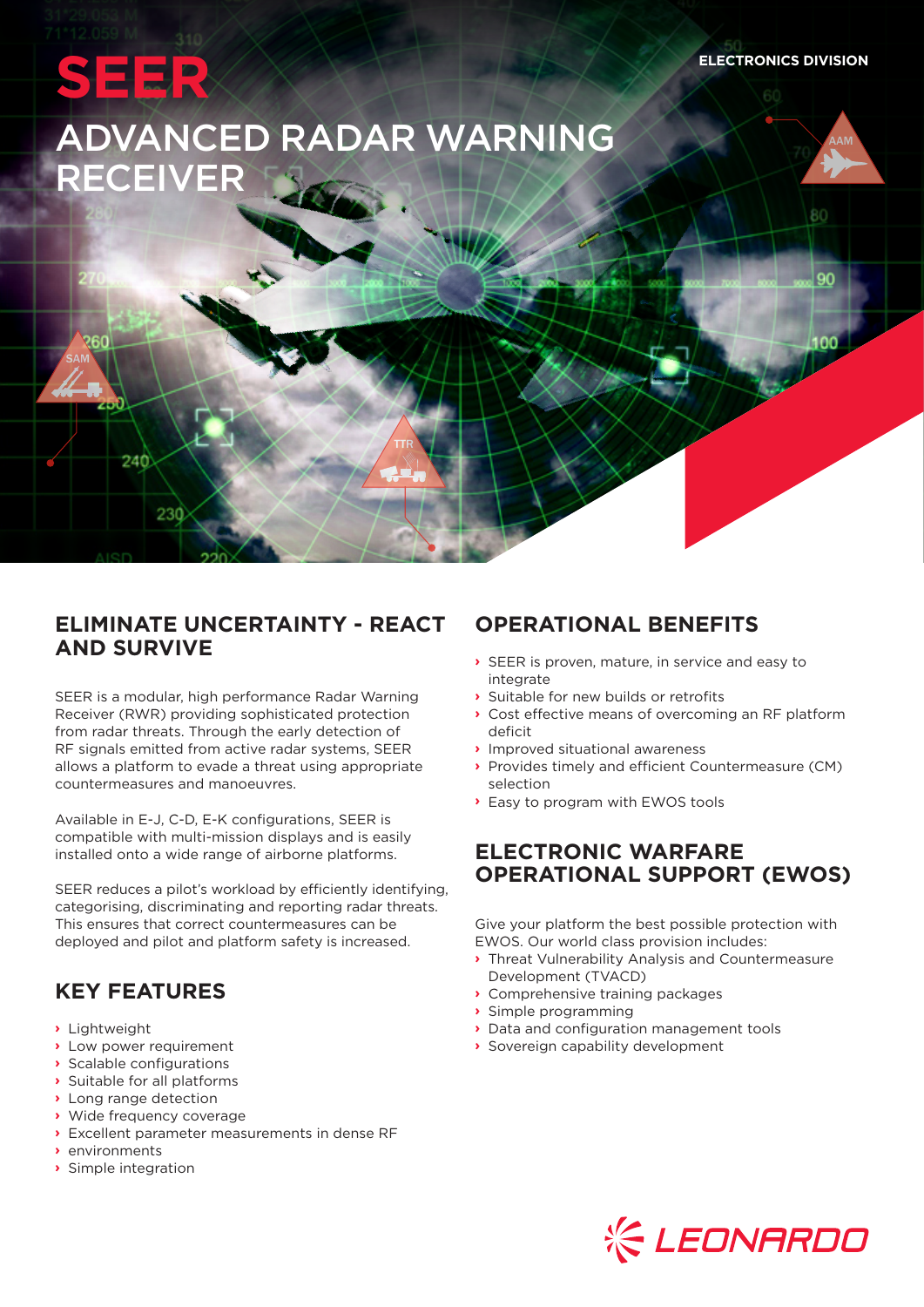ELECTRONICS DIVISION

# SEER

# ADVANCED RADAR WARNING RECEIVER

## ELIMINATE UNCERTAINTY - REACT AND SURVIVE

SEER is a modular, high performance Radar Warning Receiver (RWR) providing sophisticated protection from radar threats. Through the early detection of RF signals emitted from active radar systems, SEER allows a platform to evade a threat using appropriate countermeasures and manoeuvres.

Available in E-J, C-D, E-K configurations, SEER is compatible with multi-mission displays and is easily installed onto a wide range of airborne platforms.

SEER reduces a pilot's workload by efficiently identifying, categorising, discriminating and reporting radar threats. This ensures that correct countermeasures can be deployed and pilot and platform safety is increased.

## KEY FEATURES

- Lightweight
- Low power requirement
- Scalable configurations
- Suitable for all platforms
- Long range detection
- Wide frequency coverage
- Excellent parameter measurements in dense RF
- environments
- Simple integration

## OPERATIONAL BENEFITS

- SEER is proven, mature, in service and easy to integrate
- Suitable for new builds or retrofits
- Cost effective means of overcoming an RF platform deficit
- Improved situational awareness
- Provides timely and efficient Countermeasure (CM) selection
- Easy to program with EWOS tools

## ELECTRONIC WARFARE OPERATIONAL SUPPORT (EWOS)

Give your platform the best possible protection with EWOS. Our world class provision includes:

- Threat Vulnerability Analysis and Countermeasure Development (TVACD)
- Comprehensive training packages
- Simple programming
- Data and configuration management tools
- Sovereign capability development

LEONARDO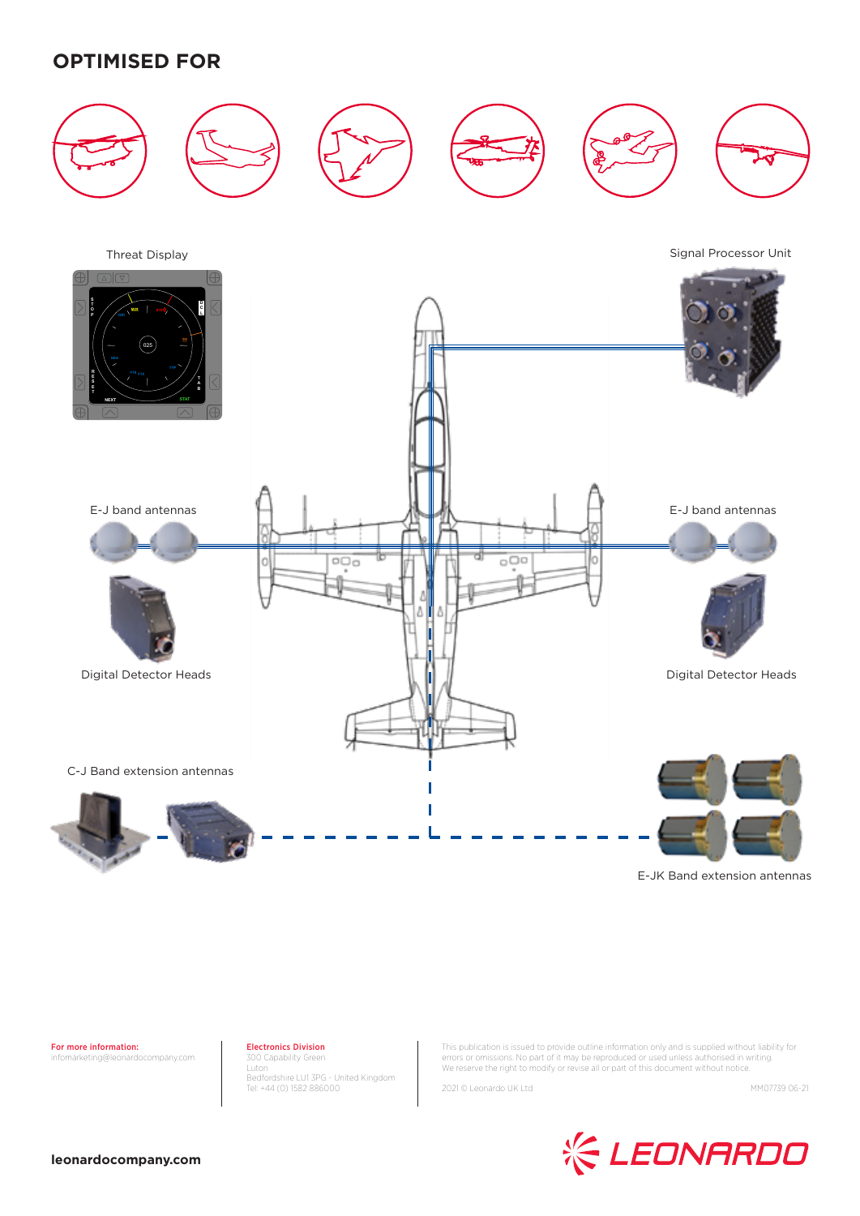## OPTIMISED FOR

Threat Display

Signal Processor Unit

E-J band antennas

E-J band antennas

Digital Detector Heads

Digital Detector Heads

C-J Band extension antennas

E-JK Band extension antennas

**For more information:**
infomarketing@leonardocompany.com

**Electronics Division**
300 Capability Green
Luton
Bedfordshire LU1 3PG - United Kingdom
Tel: +44 (0) 1582 886000

This publication is issued to provide outline information only and is supplied without liability for errors or omissions. No part of it may be reproduced or used unless authorised in writing. We reserve the right to modify or revise all or part of this document without notice.

2021 © Leonardo UK Ltd

MM07739 06-21

**leonardocompany.com**

LEONARDO